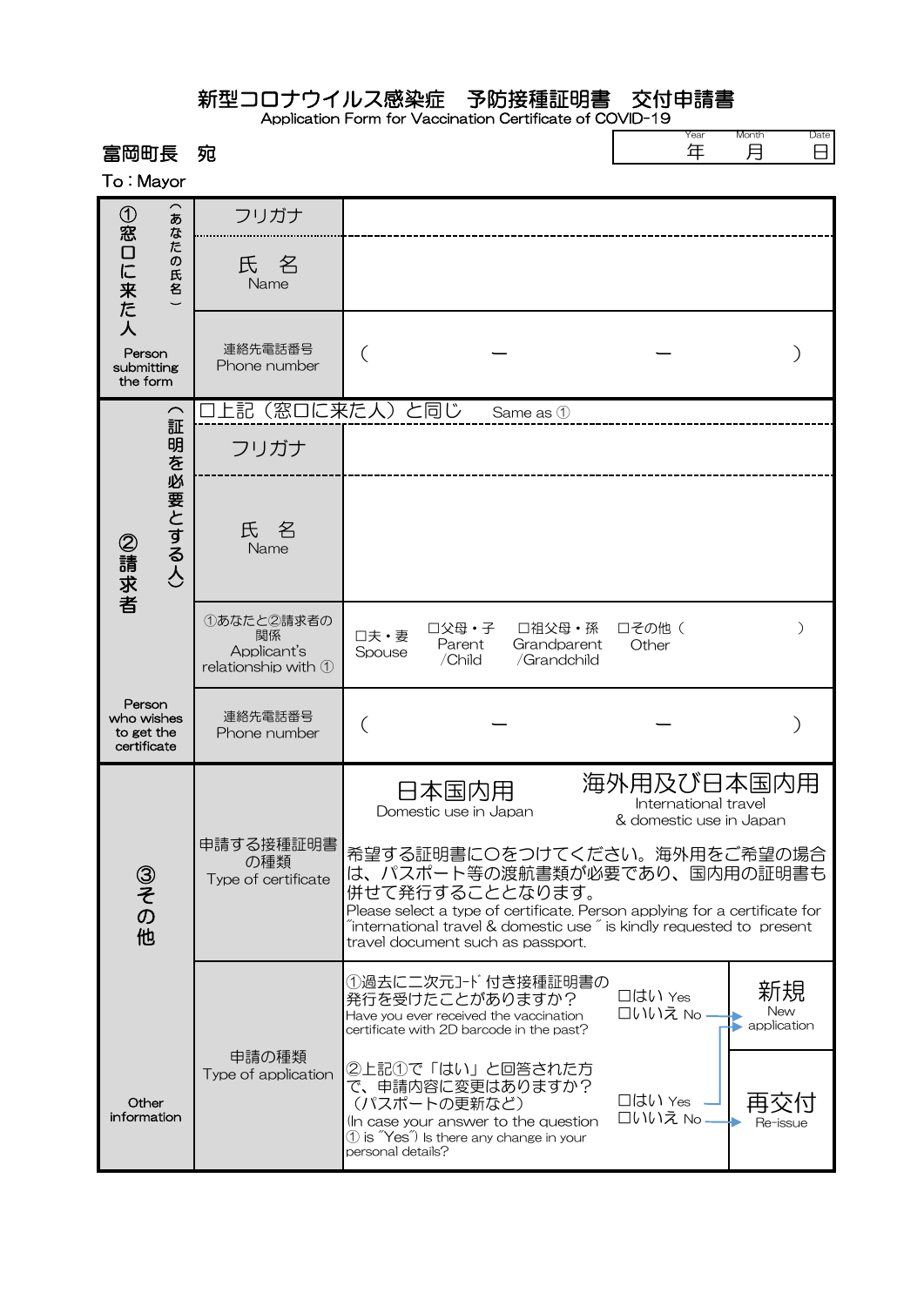# 新型コロナウイルス感染症　予防接種証明書　交付申請書

Application Form for Vaccination Certificate of COVID-19

| Year 年 | Month 月 | Date 日 |
|---|---|---|
| | | |

富岡町長　宛

To：Mayor

| | | |
|---|---|---|
| ①窓口に来た人（あなたの氏名） Person submitting the form | フリガナ | |
| | 氏　名 Name | |
| | 連絡先電話番号 Phone number | （　　　－　　　－　　　） |
| ②請求者（証明を必要とする人） Person who wishes to get the certificate | □上記（窓口に来た人）と同じ　Same as ① | |
| | フリガナ | |
| | 氏　名 Name | |
| | ①あなたと②請求者の関係 Applicant's relationship with ① | □夫・妻 Spouse　□父母・子 Parent /Child　□祖父母・孫 Grandparent /Grandchild　□その他（　　　） Other |
| | 連絡先電話番号 Phone number | （　　　－　　　－　　　） |
| ③その他 Other information | 申請する接種証明書の種類 Type of certificate | 日本国内用 Domestic use in Japan　　海外用及び日本国内用 International travel & domestic use in Japan<br>希望する証明書に〇をつけてください。海外用をご希望の場合は、パスポート等の渡航書類が必要であり、国内用の証明書も併せて発行することとなります。<br>Please select a type of certificate. Person applying for a certificate for "international travel & domestic use" is kindly requested to present travel document such as passport. |
| | 申請の種類 Type of application | ①過去に二次元コード付き接種証明書の発行を受けたことがありますか？ Have you ever received the vaccination certificate with 2D barcode in the past?　□はい Yes（→②へ）　□いいえ No → 新規 New application<br>②上記①で「はい」と回答された方で、申請内容に変更はありますか？（パスポートの更新など） (In case your answer to the question ① is "Yes") Is there any change in your personal details?　□はい Yes → 新規 New application　□いいえ No → 再交付 Re-issue |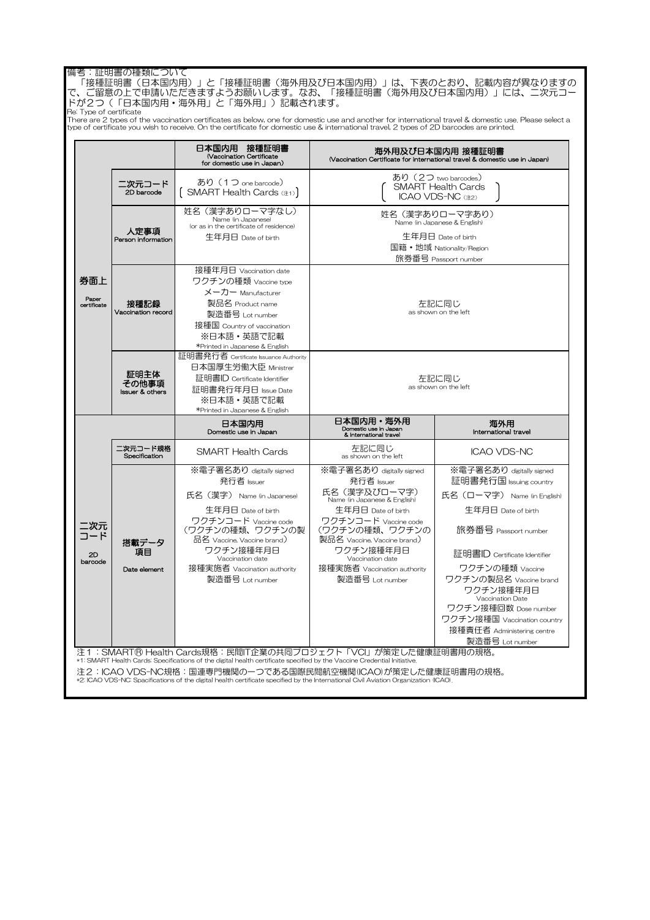備考：証明書の種類について

「接種証明書（日本国内用）」と「接種証明書（海外用及び日本国内用）」は、下表のとおり、記載内容が異なりますので、ご留意の上で申請いただきますようお願いします。なお、「接種証明書（海外用及び日本国内用）」には、二次元コードが2つ（「日本国内用・海外用」と「海外用」）記載されます。

Re: Type of certificate

There are 2 types of the vaccination certificates as below, one for domestic use and another for international travel & domestic use. Please select a type of certificate you wish to receive. On the certificate for domestic use & international travel, 2 types of 2D barcodes are printed.

| | | 日本国内用　接種証明書 (Vaccination Certificate for domestic use in Japan) | 海外用及び日本国内用 接種証明書 (Vaccination Certificate for international travel & domestic use in Japan) | |
|---|---|---|---|---|
| 券面上 Paper certificate | 二次元コード 2D barcode | あり（1つ one barcode）［SMART Health Cards (注1)］ | あり（2つ two barcodes）（SMART Health Cards ICAO VDS-NC (注2)） | |
| | 人定事項 Person information | 姓名（漢字ありローマ字なし）Name (in Japanese) (or as in the certificate of residence)<br>生年月日 Date of birth | 姓名（漢字ありローマ字あり）Name (in Japanese & English)<br>生年月日 Date of birth<br>国籍・地域 Nationality/Region<br>旅券番号 Passport number | |
| | 接種記録 Vaccination record | 接種年月日 Vaccination date<br>ワクチンの種類 Vaccine type<br>メーカー Manufacturer<br>製品名 Product name<br>製造番号 Lot number<br>接種国 Country of vaccination<br>※日本語・英語で記載<br>*Printed in Japanese & English | 左記に同じ as shown on the left | |
| | 証明主体 その他事項 Issuer & others | 証明書発行者 Certificate Issuance Authority<br>日本国厚生労働大臣 Minister<br>証明書ID Certificate Identifier<br>証明書発行年月日 Issue Date<br>※日本語・英語で記載<br>*Printed in Japanese & English | 左記に同じ as shown on the left | |
| 二次元コード 2D barcode | | 日本国内用 Domestic use in Japan | 日本国内用・海外用 Domestic use in Japan & International travel | 海外用 International travel |
| | 二次元コード規格 Specification | SMART Health Cards | 左記に同じ as shown on the left | ICAO VDS-NC |
| | 搭載データ項目 Date element | ※電子署名あり digitally signed<br>発行者 Issuer<br>氏名（漢字） Name (in Japanese)<br>生年月日 Date of birth<br>ワクチンコード Vaccine code（ワクチンの種類、ワクチンの製品名 Vaccine, Vaccine brand）<br>ワクチン接種年月日 Vaccination date<br>接種実施者 Vaccination authority<br>製造番号 Lot number | ※電子署名あり digitally signed<br>発行者 Issuer<br>氏名（漢字及びローマ字） Name (in Japanese & English)<br>生年月日 Date of birth<br>ワクチンコード Vaccine code（ワクチンの種類、ワクチンの製品名 Vaccine, Vaccine brand）<br>ワクチン接種年月日 Vaccination date<br>接種実施者 Vaccination authority<br>製造番号 Lot number | ※電子署名あり digitally signed<br>証明書発行国 Issuing country<br>氏名（ローマ字） Name (in English)<br>生年月日 Date of birth<br>旅券番号 Passport number<br>証明書ID Certificate Identifier<br>ワクチンの種類 Vaccine<br>ワクチンの製品名 Vaccine brand<br>ワクチン接種年月日 Vaccination Date<br>ワクチン接種回数 Dose number<br>ワクチン接種国 Vaccination country<br>接種責任者 Administering centre<br>製造番号 Lot number |

注1：SMART® Health Cards規格：民間IT企業の共同プロジェクト「VCI」が策定した健康証明書用の規格。
*1: SMART Health Cards: Specifications of the digital health certificate specified by the Vaccine Credential Initiative.

注2：ICAO VDS-NC規格：国連専門機関の一つである国際民間航空機関(ICAO)が策定した健康証明書用の規格。
*2: ICAO VDS-NC: Spacifications of the digital health certificate specified by the International Civil Aviation Organization (ICAO).